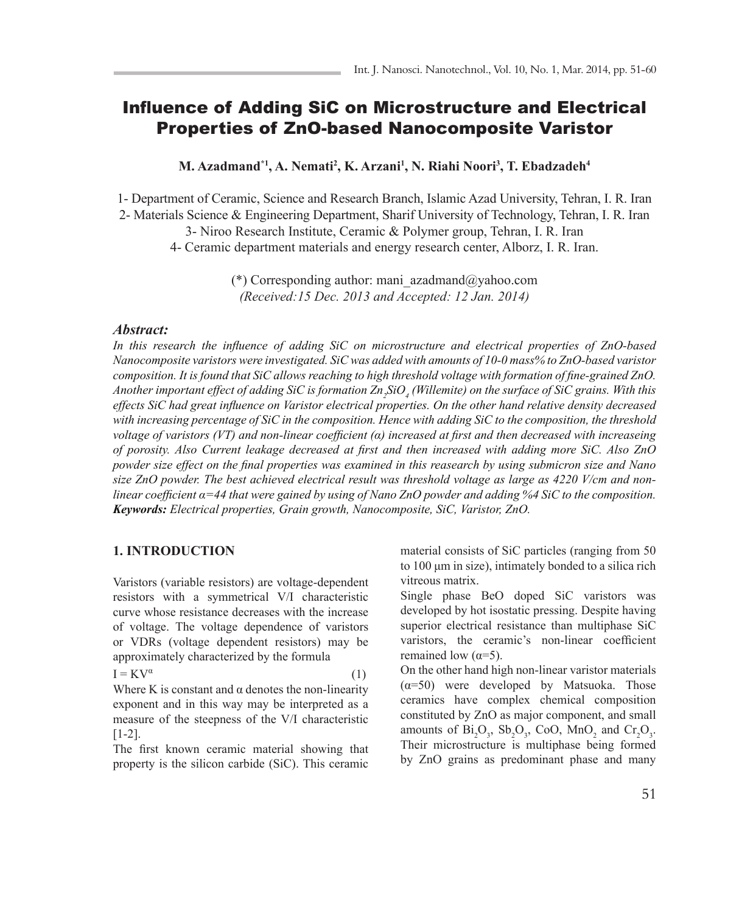# Influence of Adding SiC on Microstructure and Electrical Properties of ZnO-based Nanocomposite Varistor

**M. Azadmand[*1], A. Nemati[2], K. Arzani[1], N. Riahi Noori[3], T. Ebadzadeh[4]**

1- Department of Ceramic, Science and Research Branch, Islamic Azad University, Tehran, I. R. Iran
2- Materials Science & Engineering Department, Sharif University of Technology, Tehran, I. R. Iran
3- Niroo Research Institute, Ceramic & Polymer group, Tehran, I. R. Iran
4- Ceramic department materials and energy research center, Alborz, I. R. Iran.

(*) Corresponding author: mani_azadmand@yahoo.com
*(Received:15 Dec. 2013 and Accepted: 12 Jan. 2014)*

## Abstract:

*In this research the influence of adding SiC on microstructure and electrical properties of ZnO-based Nanocomposite varistors were investigated. SiC was added with amounts of 10-0 mass% to ZnO-based varistor composition. It is found that SiC allows reaching to high threshold voltage with formation of fine-grained ZnO. Another important effect of adding SiC is formation $Zn_2SiO_4$ (Willemite) on the surface of SiC grains. With this effects SiC had great influence on Varistor electrical properties. On the other hand relative density decreased with increasing percentage of SiC in the composition. Hence with adding SiC to the composition, the threshold voltage of varistors (VT) and non-linear coefficient (α) increased at first and then decreased with increaseing of porosity. Also Current leakage decreased at first and then increased with adding more SiC. Also ZnO powder size effect on the final properties was examined in this reasearch by using submicron size and Nano size ZnO powder. The best achieved electrical result was threshold voltage as large as 4220 V/cm and non-linear coefficient α=44 that were gained by using of Nano ZnO powder and adding %4 SiC to the composition.*

***Keywords:*** *Electrical properties, Grain growth, Nanocomposite, SiC, Varistor, ZnO.*

## 1. INTRODUCTION

Varistors (variable resistors) are voltage-dependent resistors with a symmetrical V/I characteristic curve whose resistance decreases with the increase of voltage. The voltage dependence of varistors or VDRs (voltage dependent resistors) may be approximately characterized by the formula

$$I = KV^{\alpha} \quad (1)$$

Where K is constant and α denotes the non-linearity exponent and in this way may be interpreted as a measure of the steepness of the V/I characteristic [1-2].

The first known ceramic material showing that property is the silicon carbide (SiC). This ceramic material consists of SiC particles (ranging from 50 to 100 μm in size), intimately bonded to a silica rich vitreous matrix.

Single phase BeO doped SiC varistors was developed by hot isostatic pressing. Despite having superior electrical resistance than multiphase SiC varistors, the ceramic's non-linear coefficient remained low (α=5).

On the other hand high non-linear varistor materials (α=50) were developed by Matsuoka. Those ceramics have complex chemical composition constituted by ZnO as major component, and small amounts of $Bi_2O_3$, $Sb_2O_3$, CoO, $MnO_2$ and $Cr_2O_3$. Their microstructure is multiphase being formed by ZnO grains as predominant phase and many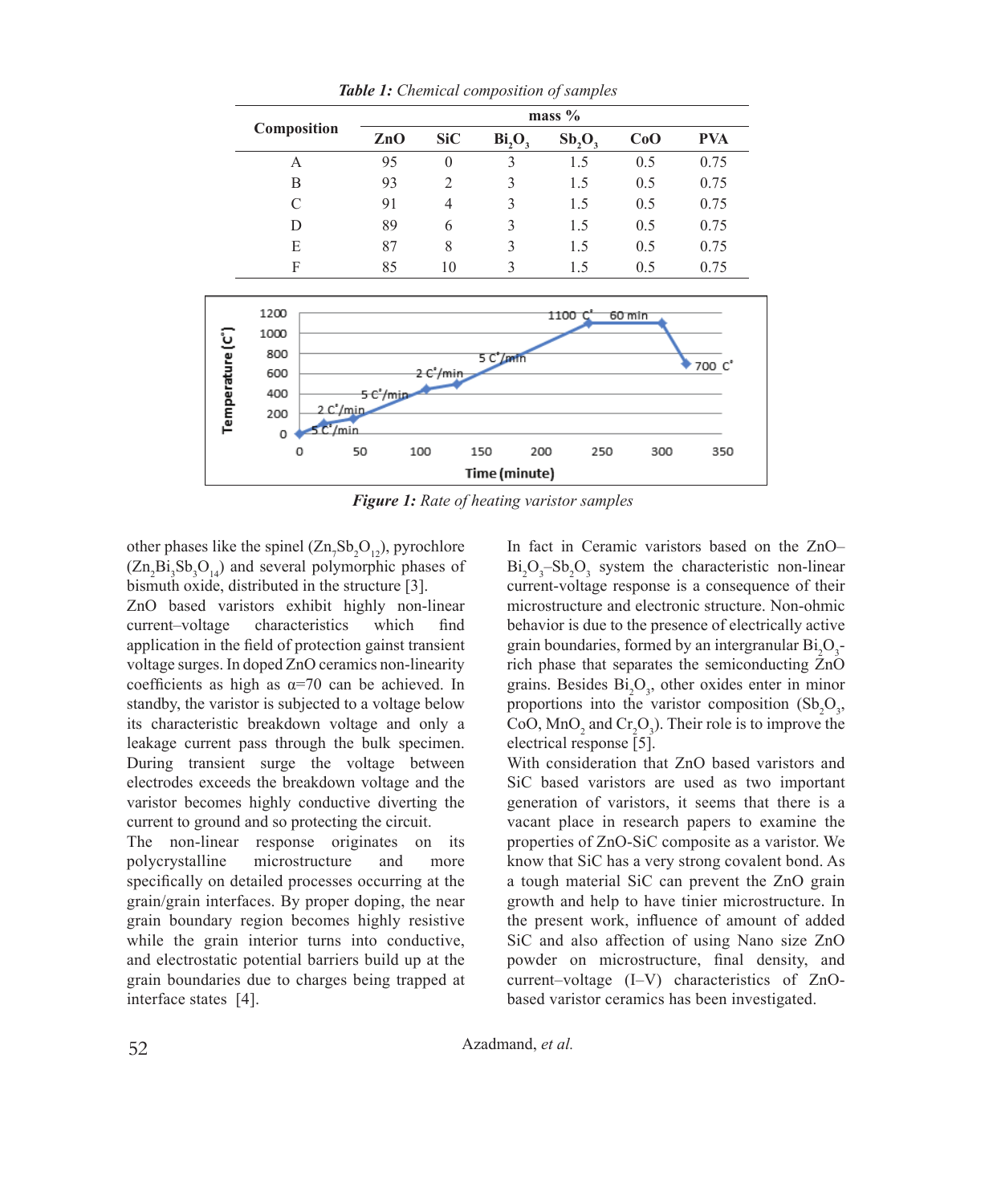***Table 1:*** *Chemical composition of samples*

| Composition | mass % | | | | | |
|---|---|---|---|---|---|---|
| | ZnO | SiC | $Bi_2O_3$ | $Sb_2O_3$ | CoO | PVA |
| A | 95 | 0 | 3 | 1.5 | 0.5 | 0.75 |
| B | 93 | 2 | 3 | 1.5 | 0.5 | 0.75 |
| C | 91 | 4 | 3 | 1.5 | 0.5 | 0.75 |
| D | 89 | 6 | 3 | 1.5 | 0.5 | 0.75 |
| E | 87 | 8 | 3 | 1.5 | 0.5 | 0.75 |
| F | 85 | 10 | 3 | 1.5 | 0.5 | 0.75 |

***Figure 1:*** *Rate of heating varistor samples*

other phases like the spinel ($Zn_7Sb_2O_{12}$), pyrochlore ($Zn_2Bi_3Sb_3O_{14}$) and several polymorphic phases of bismuth oxide, distributed in the structure [3].

ZnO based varistors exhibit highly non-linear current–voltage characteristics which find application in the field of protection gainst transient voltage surges. In doped ZnO ceramics non-linearity coefficients as high as $\alpha$=70 can be achieved. In standby, the varistor is subjected to a voltage below its characteristic breakdown voltage and only a leakage current pass through the bulk specimen. During transient surge the voltage between electrodes exceeds the breakdown voltage and the varistor becomes highly conductive diverting the current to ground and so protecting the circuit.

The non-linear response originates on its polycrystalline microstructure and more specifically on detailed processes occurring at the grain/grain interfaces. By proper doping, the near grain boundary region becomes highly resistive while the grain interior turns into conductive, and electrostatic potential barriers build up at the grain boundaries due to charges being trapped at interface states [4].

In fact in Ceramic varistors based on the ZnO–$Bi_2O_3$–$Sb_2O_3$ system the characteristic non-linear current-voltage response is a consequence of their microstructure and electronic structure. Non-ohmic behavior is due to the presence of electrically active grain boundaries, formed by an intergranular $Bi_2O_3$-rich phase that separates the semiconducting ZnO grains. Besides $Bi_2O_3$, other oxides enter in minor proportions into the varistor composition ($Sb_2O_3$, CoO, $MnO_2$ and $Cr_2O_3$). Their role is to improve the electrical response [5].

With consideration that ZnO based varistors and SiC based varistors are used as two important generation of varistors, it seems that there is a vacant place in research papers to examine the properties of ZnO-SiC composite as a varistor. We know that SiC has a very strong covalent bond. As a tough material SiC can prevent the ZnO grain growth and help to have tinier microstructure. In the present work, influence of amount of added SiC and also affection of using Nano size ZnO powder on microstructure, final density, and current–voltage (I–V) characteristics of ZnO-based varistor ceramics has been investigated.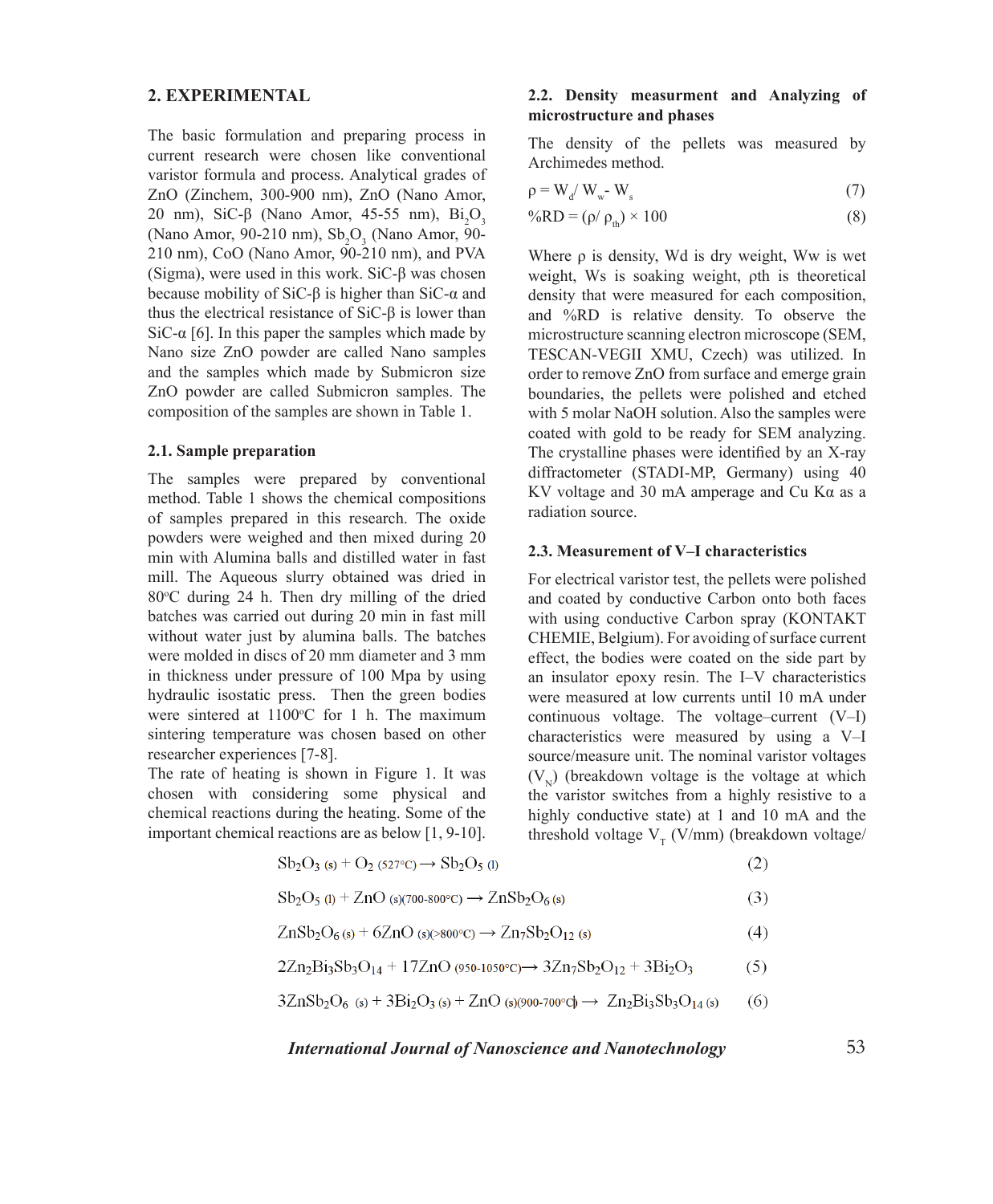## 2. EXPERIMENTAL

The basic formulation and preparing process in current research were chosen like conventional varistor formula and process. Analytical grades of ZnO (Zinchem, 300-900 nm), ZnO (Nano Amor, 20 nm), SiC-β (Nano Amor, 45-55 nm), $Bi_2O_3$ (Nano Amor, 90-210 nm), $Sb_2O_3$ (Nano Amor, 90-210 nm), CoO (Nano Amor, 90-210 nm), and PVA (Sigma), were used in this work. SiC-β was chosen because mobility of SiC-β is higher than SiC-α and thus the electrical resistance of SiC-β is lower than SiC-α [6]. In this paper the samples which made by Nano size ZnO powder are called Nano samples and the samples which made by Submicron size ZnO powder are called Submicron samples. The composition of the samples are shown in Table 1.

### 2.1. Sample preparation

The samples were prepared by conventional method. Table 1 shows the chemical compositions of samples prepared in this research. The oxide powders were weighed and then mixed during 20 min with Alumina balls and distilled water in fast mill. The Aqueous slurry obtained was dried in 80°C during 24 h. Then dry milling of the dried batches was carried out during 20 min in fast mill without water just by alumina balls. The batches were molded in discs of 20 mm diameter and 3 mm in thickness under pressure of 100 Mpa by using hydraulic isostatic press. Then the green bodies were sintered at 1100°C for 1 h. The maximum sintering temperature was chosen based on other researcher experiences [7-8].

The rate of heating is shown in Figure 1. It was chosen with considering some physical and chemical reactions during the heating. Some of the important chemical reactions are as below [1, 9-10].

$$Sb_2O_3\,(s) + O_2\,(527°C) \rightarrow Sb_2O_5\,(l) \quad (2)$$

$$Sb_2O_5\,(l) + ZnO\,(s)(700\text{-}800°C) \rightarrow ZnSb_2O_6\,(s) \quad (3)$$

$$ZnSb_2O_6\,(s) + 6ZnO\,(s)(>800°C) \rightarrow Zn_7Sb_2O_{12}\,(s) \quad (4)$$

$$2Zn_2Bi_3Sb_3O_{14} + 17ZnO\,(950\text{-}1050°C) \rightarrow 3Zn_7Sb_2O_{12} + 3Bi_2O_3 \quad (5)$$

$$3ZnSb_2O_6\,(s) + 3Bi_2O_3\,(s) + ZnO\,(s)(900\text{-}700°C) \rightarrow Zn_2Bi_3Sb_3O_{14}\,(s) \quad (6)$$

### 2.2. Density measurment and Analyzing of microstructure and phases

The density of the pellets was measured by Archimedes method.

$$\rho = W_d / W_w - W_s \quad (7)$$

$$\%RD = (\rho / \rho_{th}) \times 100 \quad (8)$$

Where ρ is density, Wd is dry weight, Ww is wet weight, Ws is soaking weight, ρth is theoretical density that were measured for each composition, and %RD is relative density. To observe the microstructure scanning electron microscope (SEM, TESCAN-VEGII XMU, Czech) was utilized. In order to remove ZnO from surface and emerge grain boundaries, the pellets were polished and etched with 5 molar NaOH solution. Also the samples were coated with gold to be ready for SEM analyzing. The crystalline phases were identified by an X-ray diffractometer (STADI-MP, Germany) using 40 KV voltage and 30 mA amperage and Cu Kα as a radiation source.

### 2.3. Measurement of V–I characteristics

For electrical varistor test, the pellets were polished and coated by conductive Carbon onto both faces with using conductive Carbon spray (KONTAKT CHEMIE, Belgium). For avoiding of surface current effect, the bodies were coated on the side part by an insulator epoxy resin. The I–V characteristics were measured at low currents until 10 mA under continuous voltage. The voltage–current (V–I) characteristics were measured by using a V–I source/measure unit. The nominal varistor voltages ($V_N$) (breakdown voltage is the voltage at which the varistor switches from a highly resistive to a highly conductive state) at 1 and 10 mA and the threshold voltage $V_T$ (V/mm) (breakdown voltage/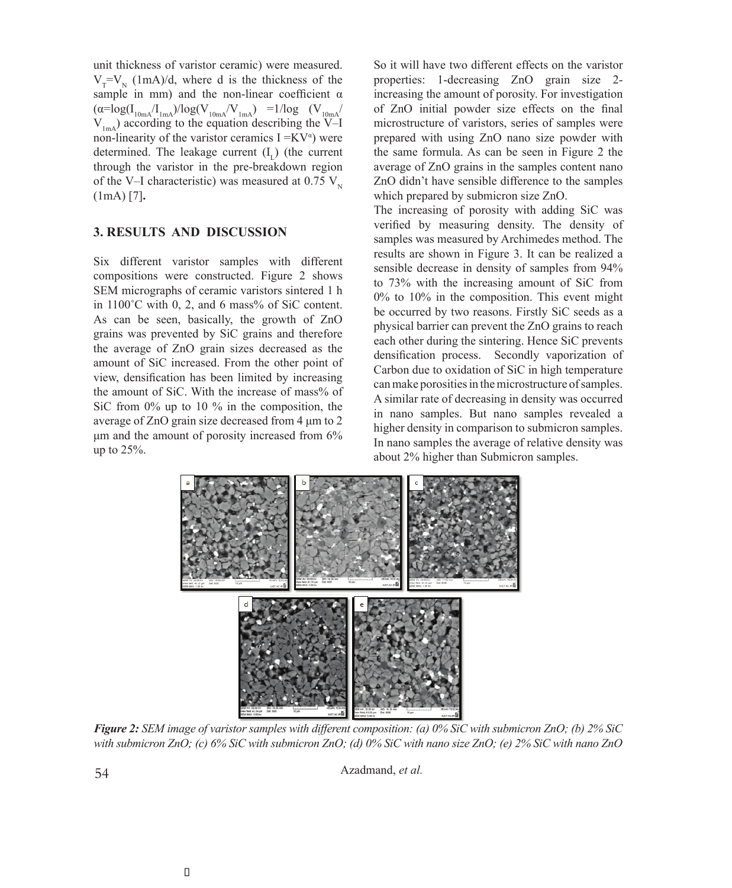unit thickness of varistor ceramic) were measured. $V_T=V_N$ (1mA)/d, where d is the thickness of the sample in mm) and the non-linear coefficient α ($\alpha=\log(I_{10mA}/I_{1mA})/\log(V_{10mA}/V_{1mA}) = 1/\log(V_{10mA}/V_{1mA})$ according to the equation describing the V–I non-linearity of the varistor ceramics $I = KV^{\alpha}$) were determined. The leakage current ($I_L$) (the current through the varistor in the pre-breakdown region of the V–I characteristic) was measured at 0.75 $V_N$ (1mA) [7].

## 3. RESULTS AND DISCUSSION

Six different varistor samples with different compositions were constructed. Figure 2 shows SEM micrographs of ceramic varistors sintered 1 h in 1100˚C with 0, 2, and 6 mass% of SiC content. As can be seen, basically, the growth of ZnO grains was prevented by SiC grains and therefore the average of ZnO grain sizes decreased as the amount of SiC increased. From the other point of view, densification has been limited by increasing the amount of SiC. With the increase of mass% of SiC from 0% up to 10 % in the composition, the average of ZnO grain size decreased from 4 μm to 2 μm and the amount of porosity increased from 6% up to 25%.

So it will have two different effects on the varistor properties: 1-decreasing ZnO grain size 2-increasing the amount of porosity. For investigation of ZnO initial powder size effects on the final microstructure of varistors, series of samples were prepared with using ZnO nano size powder with the same formula. As can be seen in Figure 2 the average of ZnO grains in the samples content nano ZnO didn't have sensible difference to the samples which prepared by submicron size ZnO.

The increasing of porosity with adding SiC was verified by measuring density. The density of samples was measured by Archimedes method. The results are shown in Figure 3. It can be realized a sensible decrease in density of samples from 94% to 73% with the increasing amount of SiC from 0% to 10% in the composition. This event might be occurred by two reasons. Firstly SiC seeds as a physical barrier can prevent the ZnO grains to reach each other during the sintering. Hence SiC prevents densification process. Secondly vaporization of Carbon due to oxidation of SiC in high temperature can make porosities in the microstructure of samples. A similar rate of decreasing in density was occurred in nano samples. But nano samples revealed a higher density in comparison to submicron samples. In nano samples the average of relative density was about 2% higher than Submicron samples.

***Figure 2:*** *SEM image of varistor samples with different composition: (a) 0% SiC with submicron ZnO; (b) 2% SiC with submicron ZnO; (c) 6% SiC with submicron ZnO; (d) 0% SiC with nano size ZnO; (e) 2% SiC with nano ZnO*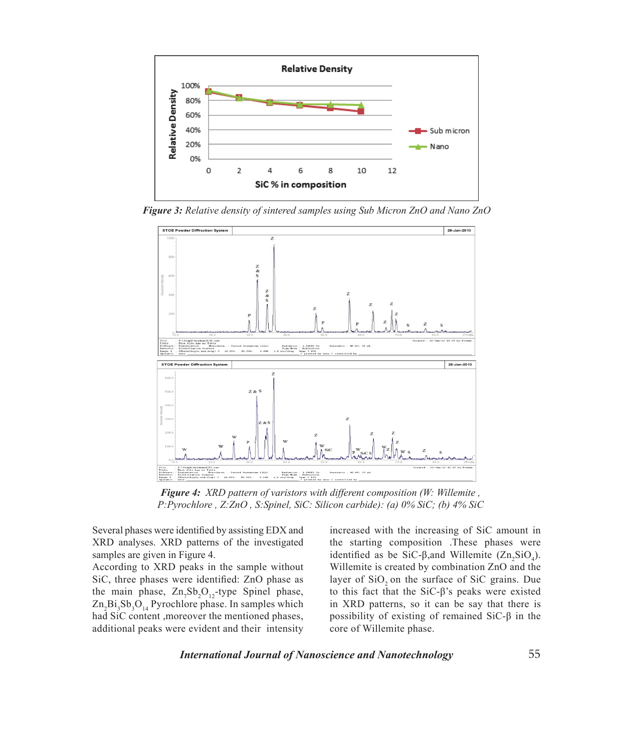*Figure 3: Relative density of sintered samples using Sub Micron ZnO and Nano ZnO*

***Figure 4:*** *XRD pattern of varistors with different composition (W: Willemite , P:Pyrochlore , Z:ZnO , S:Spinel, SiC: Silicon carbide): (a) 0% SiC; (b) 4% SiC*

Several phases were identified by assisting EDX and XRD analyses. XRD patterns of the investigated samples are given in Figure 4.

According to XRD peaks in the sample without SiC, three phases were identified: ZnO phase as the main phase, $Zn_7Sb_2O_{12}$-type Spinel phase, $Zn_2Bi_3Sb_3O_{14}$ Pyrochlore phase. In samples which had SiC content ,moreover the mentioned phases, additional peaks were evident and their intensity increased with the increasing of SiC amount in the starting composition .These phases were identified as be SiC-β,and Willemite ($Zn_2SiO_4$). Willemite is created by combination ZnO and the layer of $SiO_2$ on the surface of SiC grains. Due to this fact that the SiC-β's peaks were existed in XRD patterns, so it can be say that there is possibility of existing of remained SiC-β in the core of Willemite phase.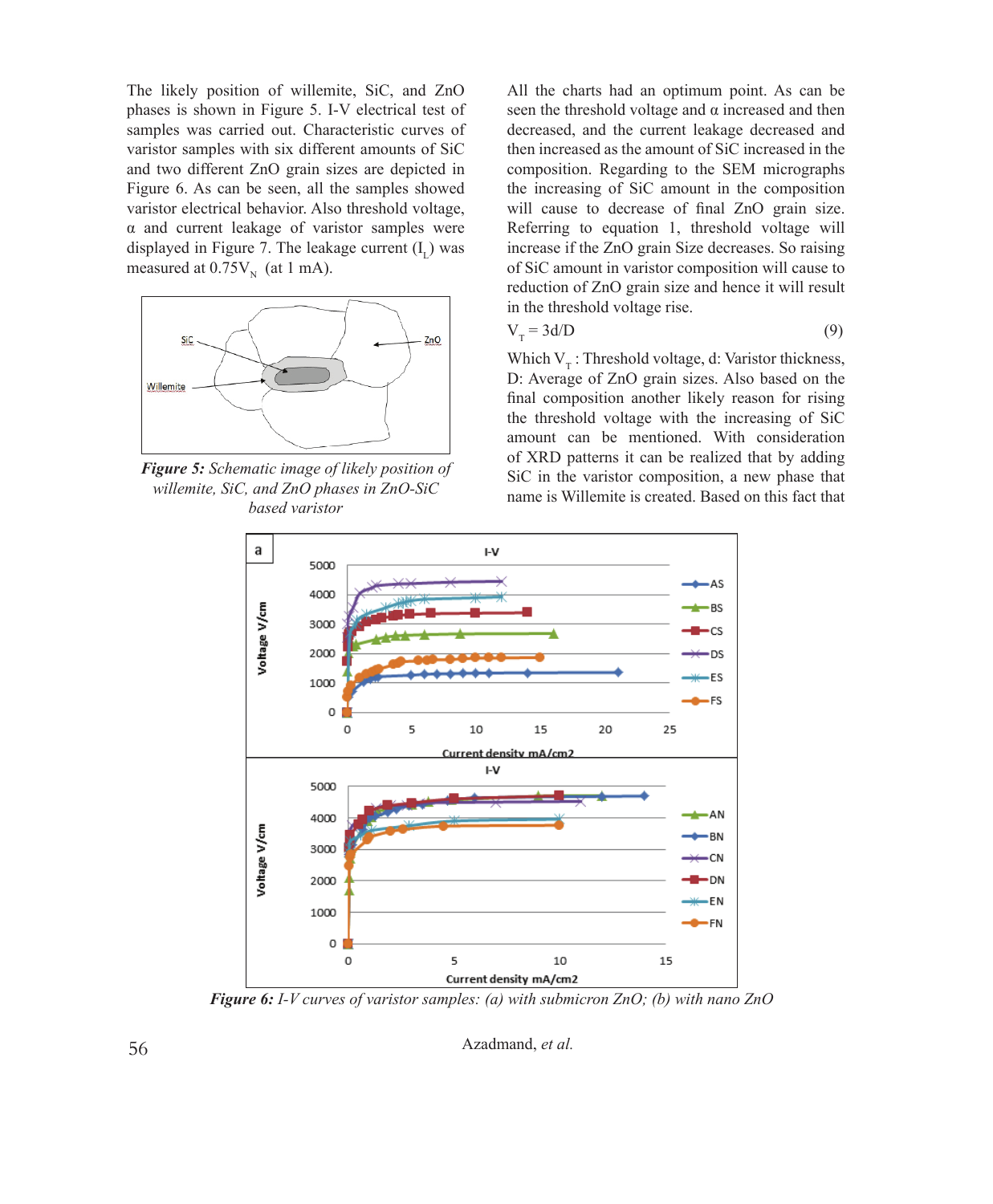The likely position of willemite, SiC, and ZnO phases is shown in Figure 5. I-V electrical test of samples was carried out. Characteristic curves of varistor samples with six different amounts of SiC and two different ZnO grain sizes are depicted in Figure 6. As can be seen, all the samples showed varistor electrical behavior. Also threshold voltage, α and current leakage of varistor samples were displayed in Figure 7. The leakage current ($I_L$) was measured at $0.75V_N$ (at 1 mA).

***Figure 5:*** *Schematic image of likely position of willemite, SiC, and ZnO phases in ZnO-SiC based varistor*

All the charts had an optimum point. As can be seen the threshold voltage and α increased and then decreased, and the current leakage decreased and then increased as the amount of SiC increased in the composition. Regarding to the SEM micrographs the increasing of SiC amount in the composition will cause to decrease of final ZnO grain size. Referring to equation 1, threshold voltage will increase if the ZnO grain Size decreases. So raising of SiC amount in varistor composition will cause to reduction of ZnO grain size and hence it will result in the threshold voltage rise.

$$V_T = 3d/D \tag{9}$$

Which $V_T$ : Threshold voltage, d: Varistor thickness, D: Average of ZnO grain sizes. Also based on the final composition another likely reason for rising the threshold voltage with the increasing of SiC amount can be mentioned. With consideration of XRD patterns it can be realized that by adding SiC in the varistor composition, a new phase that name is Willemite is created. Based on this fact that

***Figure 6:*** *I-V curves of varistor samples: (a) with submicron ZnO; (b) with nano ZnO*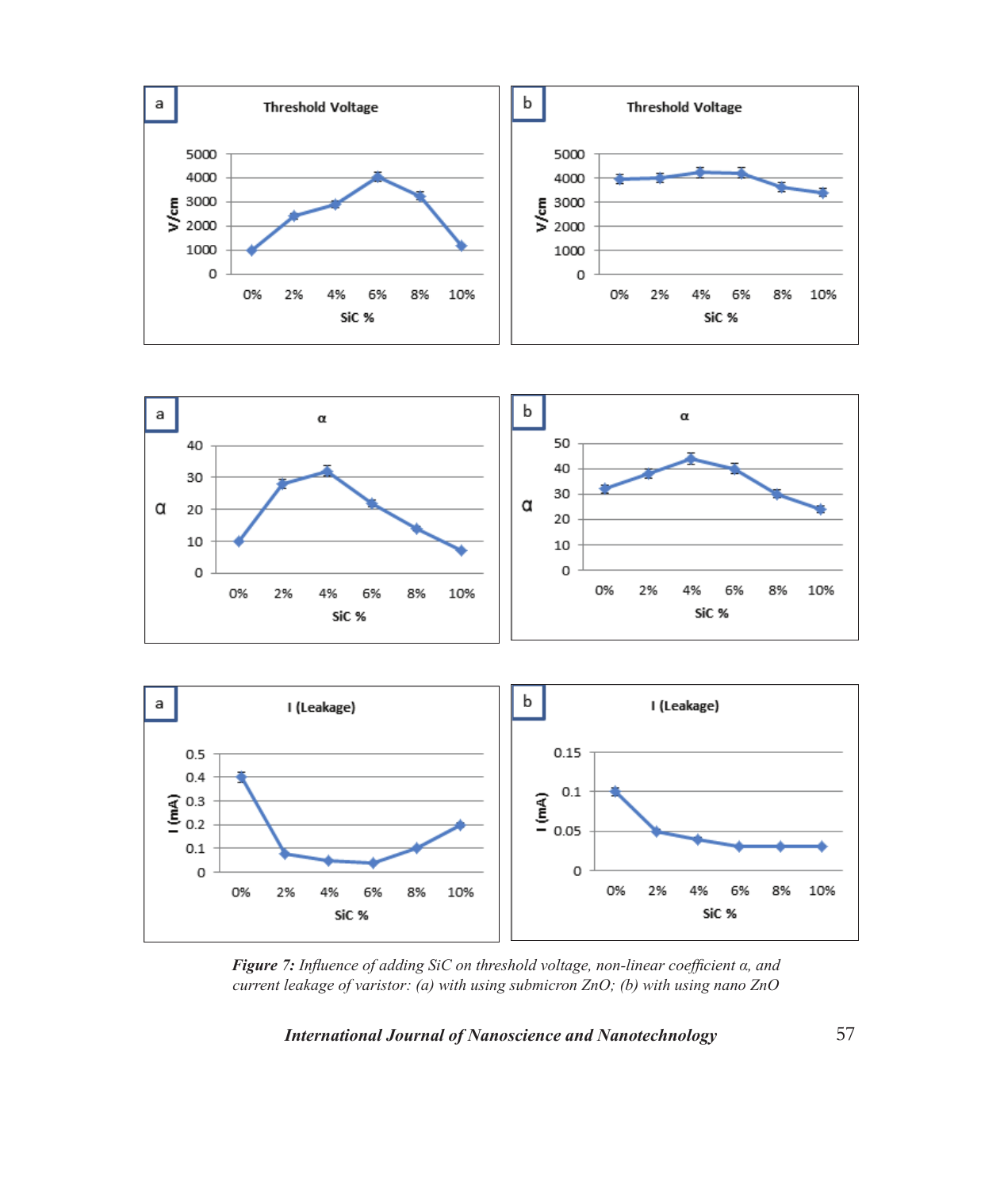*Figure 7: Influence of adding SiC on threshold voltage, non-linear coefficient α, and current leakage of varistor: (a) with using submicron ZnO; (b) with using nano ZnO*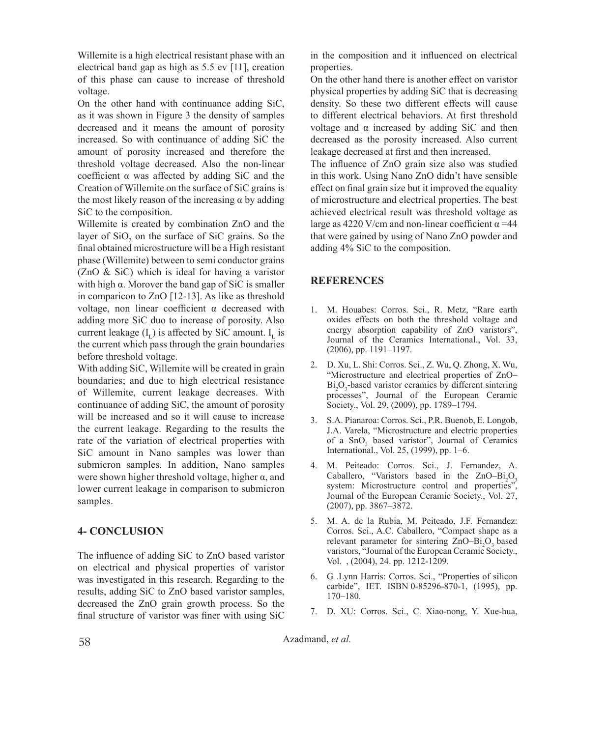Willemite is a high electrical resistant phase with an electrical band gap as high as 5.5 ev [11], creation of this phase can cause to increase of threshold voltage.

On the other hand with continuance adding SiC, as it was shown in Figure 3 the density of samples decreased and it means the amount of porosity increased. So with continuance of adding SiC the amount of porosity increased and therefore the threshold voltage decreased. Also the non-linear coefficient α was affected by adding SiC and the Creation of Willemite on the surface of SiC grains is the most likely reason of the increasing α by adding SiC to the composition.

Willemite is created by combination ZnO and the layer of $SiO_2$ on the surface of SiC grains. So the final obtained microstructure will be a High resistant phase (Willemite) between to semi conductor grains (ZnO & SiC) which is ideal for having a varistor with high α. Morover the band gap of SiC is smaller in comparicon to ZnO [12-13]. As like as threshold voltage, non linear coefficient α decreased with adding more SiC duo to increase of porosity. Also current leakage ($I_L$) is affected by SiC amount. $I_L$ is the current which pass through the grain boundaries before threshold voltage.

With adding SiC, Willemite will be created in grain boundaries; and due to high electrical resistance of Willemite, current leakage decreases. With continuance of adding SiC, the amount of porosity will be increased and so it will cause to increase the current leakage. Regarding to the results the rate of the variation of electrical properties with SiC amount in Nano samples was lower than submicron samples. In addition, Nano samples were shown higher threshold voltage, higher α, and lower current leakage in comparison to submicron samples.

## 4- CONCLUSION

The influence of adding SiC to ZnO based varistor on electrical and physical properties of varistor was investigated in this research. Regarding to the results, adding SiC to ZnO based varistor samples, decreased the ZnO grain growth process. So the final structure of varistor was finer with using SiC in the composition and it influenced on electrical properties.

On the other hand there is another effect on varistor physical properties by adding SiC that is decreasing density. So these two different effects will cause to different electrical behaviors. At first threshold voltage and α increased by adding SiC and then decreased as the porosity increased. Also current leakage decreased at first and then increased.

The influence of ZnO grain size also was studied in this work. Using Nano ZnO didn't have sensible effect on final grain size but it improved the equality of microstructure and electrical properties. The best achieved electrical result was threshold voltage as large as 4220 V/cm and non-linear coefficient α =44 that were gained by using of Nano ZnO powder and adding 4% SiC to the composition.

## REFERENCES

1. M. Houabes: Corros. Sci., R. Metz, "Rare earth oxides effects on both the threshold voltage and energy absorption capability of ZnO varistors", Journal of the Ceramics International., Vol. 33, (2006), pp. 1191–1197.
2. D. Xu, L. Shi: Corros. Sci., Z. Wu, Q. Zhong, X. Wu, "Microstructure and electrical properties of ZnO–$Bi_2O_3$-based varistor ceramics by different sintering processes", Journal of the European Ceramic Society., Vol. 29, (2009), pp. 1789–1794.
3. S.A. Pianaroa: Corros. Sci., P.R. Buenob, E. Longob, J.A. Varela, "Microstructure and electric properties of a $SnO_2$ based varistor", Journal of Ceramics International., Vol. 25, (1999), pp. 1–6.
4. M. Peiteado: Corros. Sci., J. Fernandez, A. Caballero, "Varistors based in the ZnO–$Bi_2O_3$ system: Microstructure control and properties", Journal of the European Ceramic Society., Vol. 27, (2007), pp. 3867–3872.
5. M. A. de la Rubia, M. Peiteado, J.F. Fernandez: Corros. Sci., A.C. Caballero, "Compact shape as a relevant parameter for sintering ZnO–$Bi_2O_3$ based varistors, "Journal of the European Ceramic Society., Vol. , (2004), 24. pp. 1212-1209.
6. G .Lynn Harris: Corros. Sci., "Properties of silicon carbide", IET. ISBN 0-85296-870-1, (1995), pp. 170–180.
7. D. XU: Corros. Sci., C. Xiao-nong, Y. Xue-hua,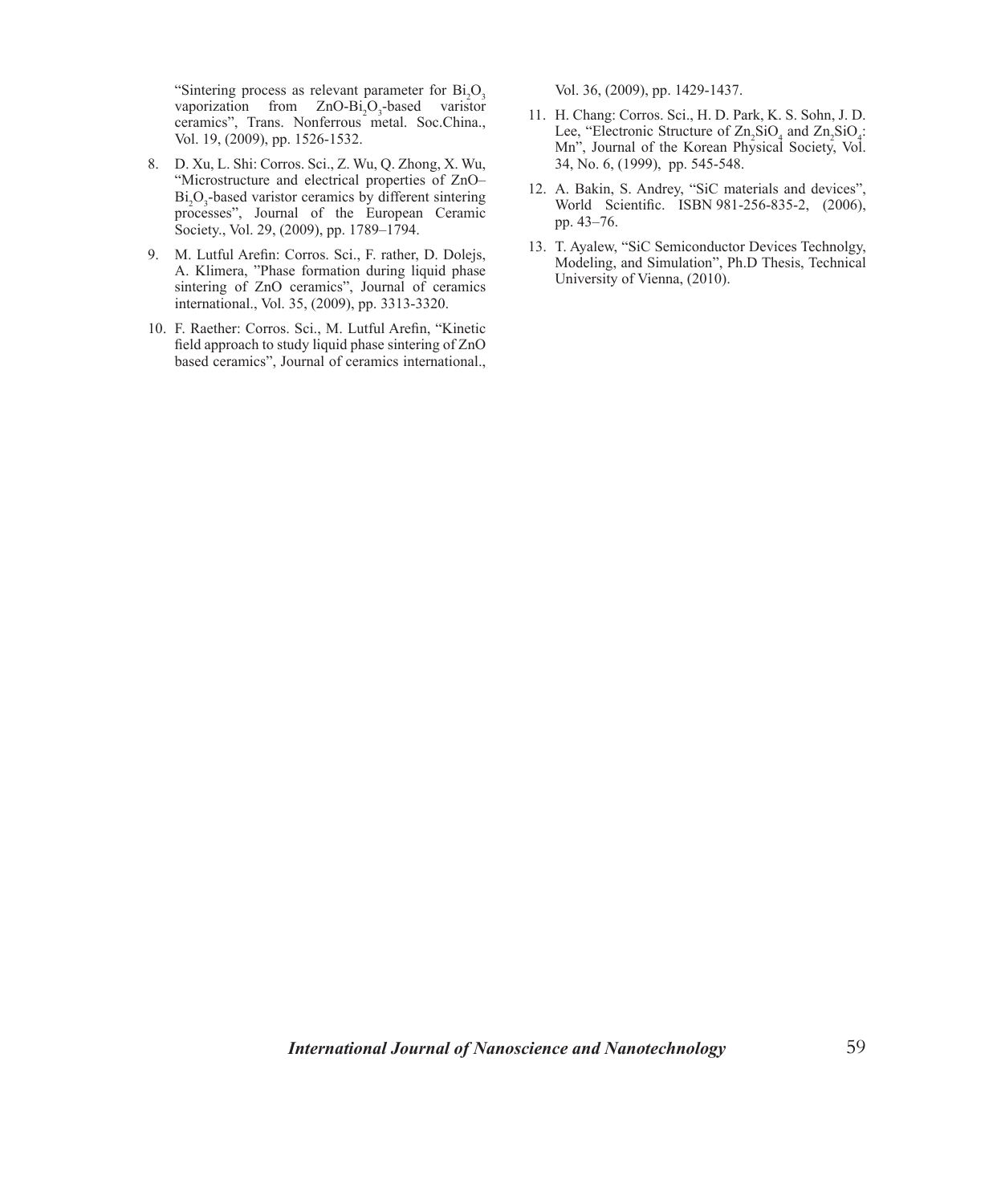"Sintering process as relevant parameter for $Bi_2O_3$ vaporization from ZnO-$Bi_2O_3$-based varistor ceramics", Trans. Nonferrous metal. Soc.China., Vol. 19, (2009), pp. 1526-1532.

8. D. Xu, L. Shi: Corros. Sci., Z. Wu, Q. Zhong, X. Wu, "Microstructure and electrical properties of ZnO–$Bi_2O_3$-based varistor ceramics by different sintering processes", Journal of the European Ceramic Society., Vol. 29, (2009), pp. 1789–1794.

9. M. Lutful Arefin: Corros. Sci., F. rather, D. Dolejs, A. Klimera, "Phase formation during liquid phase sintering of ZnO ceramics", Journal of ceramics international., Vol. 35, (2009), pp. 3313-3320.

10. F. Raether: Corros. Sci., M. Lutful Arefin, "Kinetic field approach to study liquid phase sintering of ZnO based ceramics", Journal of ceramics international., Vol. 36, (2009), pp. 1429-1437.

11. H. Chang: Corros. Sci., H. D. Park, K. S. Sohn, J. D. Lee, "Electronic Structure of $Zn_2SiO_4$ and $Zn_2SiO_4$: Mn", Journal of the Korean Physical Society, Vol. 34, No. 6, (1999), pp. 545-548.

12. A. Bakin, S. Andrey, "SiC materials and devices", World Scientific. ISBN 981-256-835-2, (2006), pp. 43–76.

13. T. Ayalew, "SiC Semiconductor Devices Technolgy, Modeling, and Simulation", Ph.D Thesis, Technical University of Vienna, (2010).